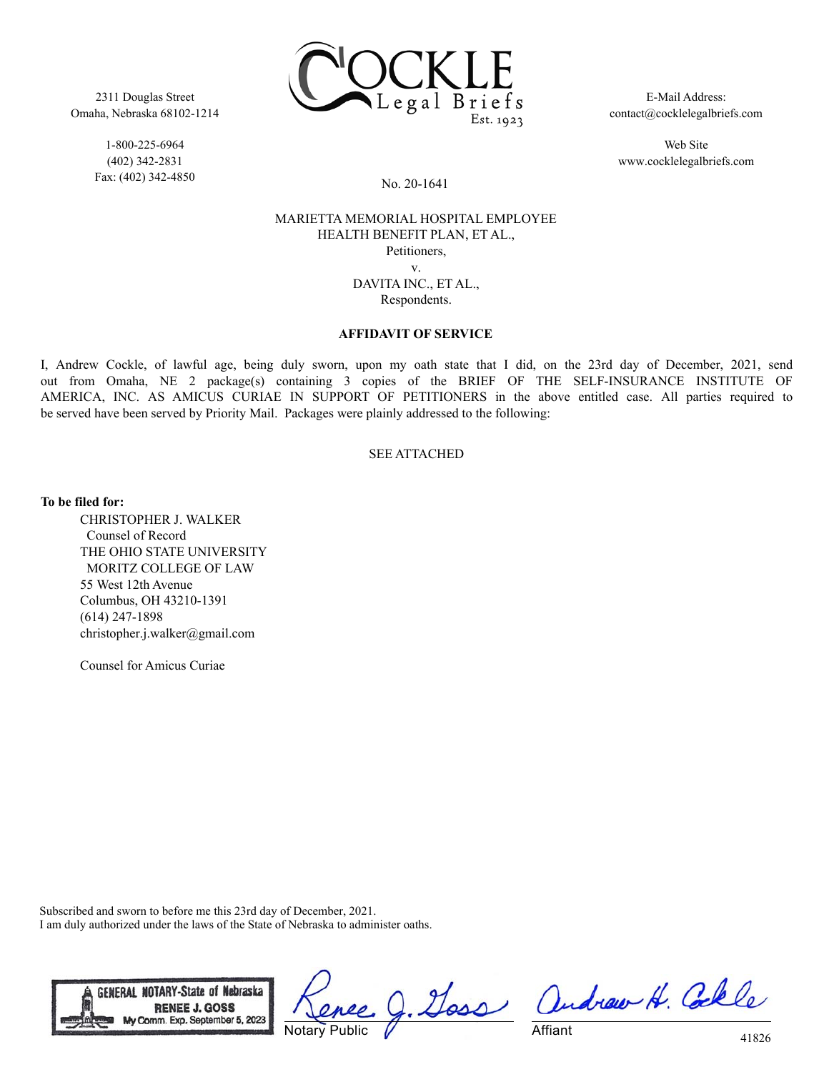2311 Douglas Street
Omaha, Nebraska 68102-1214

1-800-225-6964
(402) 342-2831
Fax: (402) 342-4850

COCKLE Legal Briefs Est. 1923

E-Mail Address:
contact@cocklelegalbriefs.com

Web Site
www.cocklelegalbriefs.com

No. 20-1641

MARIETTA MEMORIAL HOSPITAL EMPLOYEE
HEALTH BENEFIT PLAN, ET AL.,
Petitioners,
v.
DAVITA INC., ET AL.,
Respondents.

**AFFIDAVIT OF SERVICE**

I, Andrew Cockle, of lawful age, being duly sworn, upon my oath state that I did, on the 23rd day of December, 2021, send out from Omaha, NE 2 package(s) containing 3 copies of the BRIEF OF THE SELF-INSURANCE INSTITUTE OF AMERICA, INC. AS AMICUS CURIAE IN SUPPORT OF PETITIONERS in the above entitled case. All parties required to be served have been served by Priority Mail. Packages were plainly addressed to the following:

SEE ATTACHED

**To be filed for:**

CHRISTOPHER J. WALKER
Counsel of Record
THE OHIO STATE UNIVERSITY
MORITZ COLLEGE OF LAW
55 West 12th Avenue
Columbus, OH 43210-1391
(614) 247-1898
christopher.j.walker@gmail.com

Counsel for Amicus Curiae

Subscribed and sworn to before me this 23rd day of December, 2021.
I am duly authorized under the laws of the State of Nebraska to administer oaths.

GENERAL NOTARY-State of Nebraska
RENEE J. GOSS
My Comm. Exp. September 5, 2023

Renee J. Goss
Notary Public

Andrew H. Cockle
Affiant

41826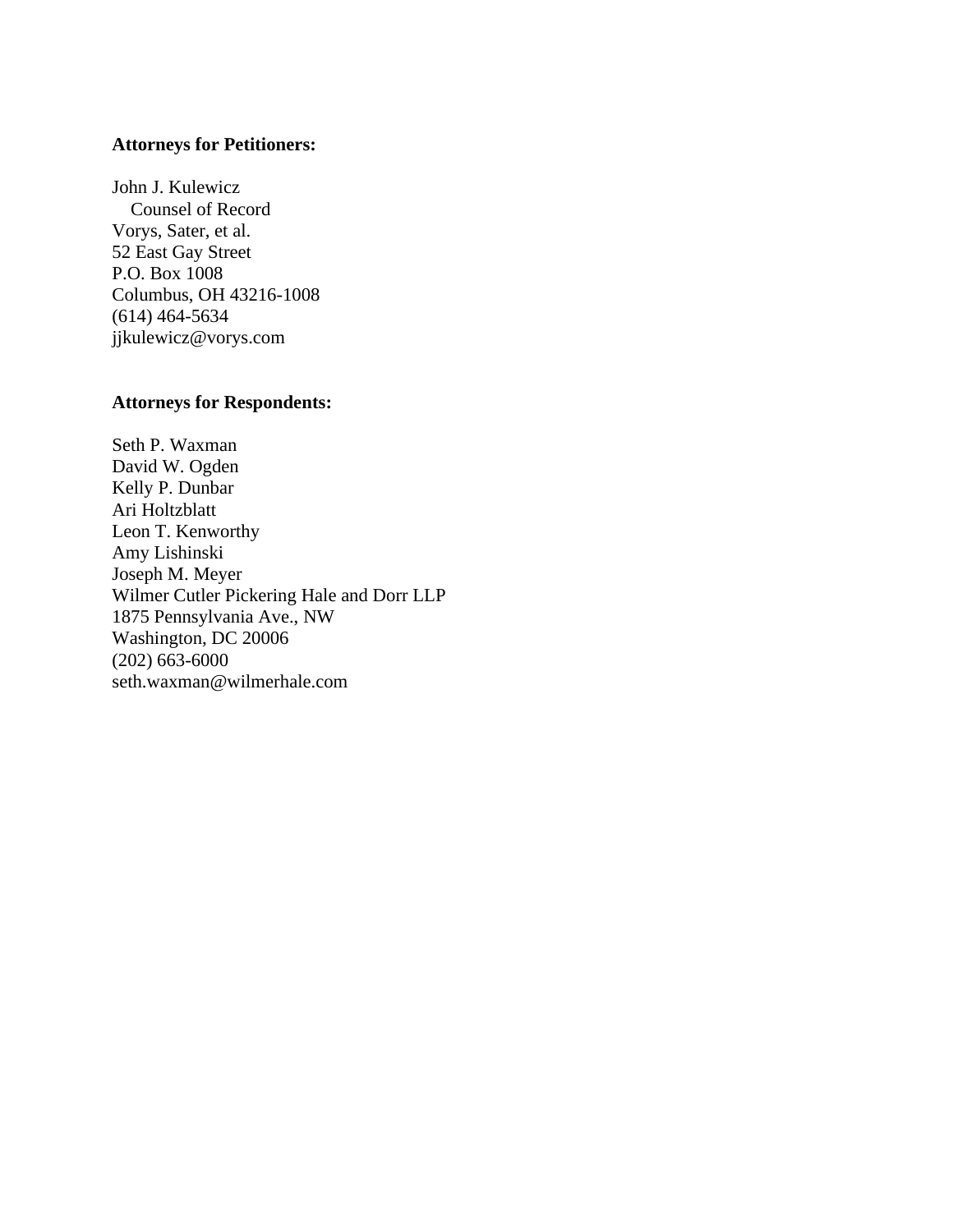**Attorneys for Petitioners:**

John J. Kulewicz
Counsel of Record
Vorys, Sater, et al.
52 East Gay Street
P.O. Box 1008
Columbus, OH 43216-1008
(614) 464-5634
jjkulewicz@vorys.com

**Attorneys for Respondents:**

Seth P. Waxman
David W. Ogden
Kelly P. Dunbar
Ari Holtzblatt
Leon T. Kenworthy
Amy Lishinski
Joseph M. Meyer
Wilmer Cutler Pickering Hale and Dorr LLP
1875 Pennsylvania Ave., NW
Washington, DC 20006
(202) 663-6000
seth.waxman@wilmerhale.com